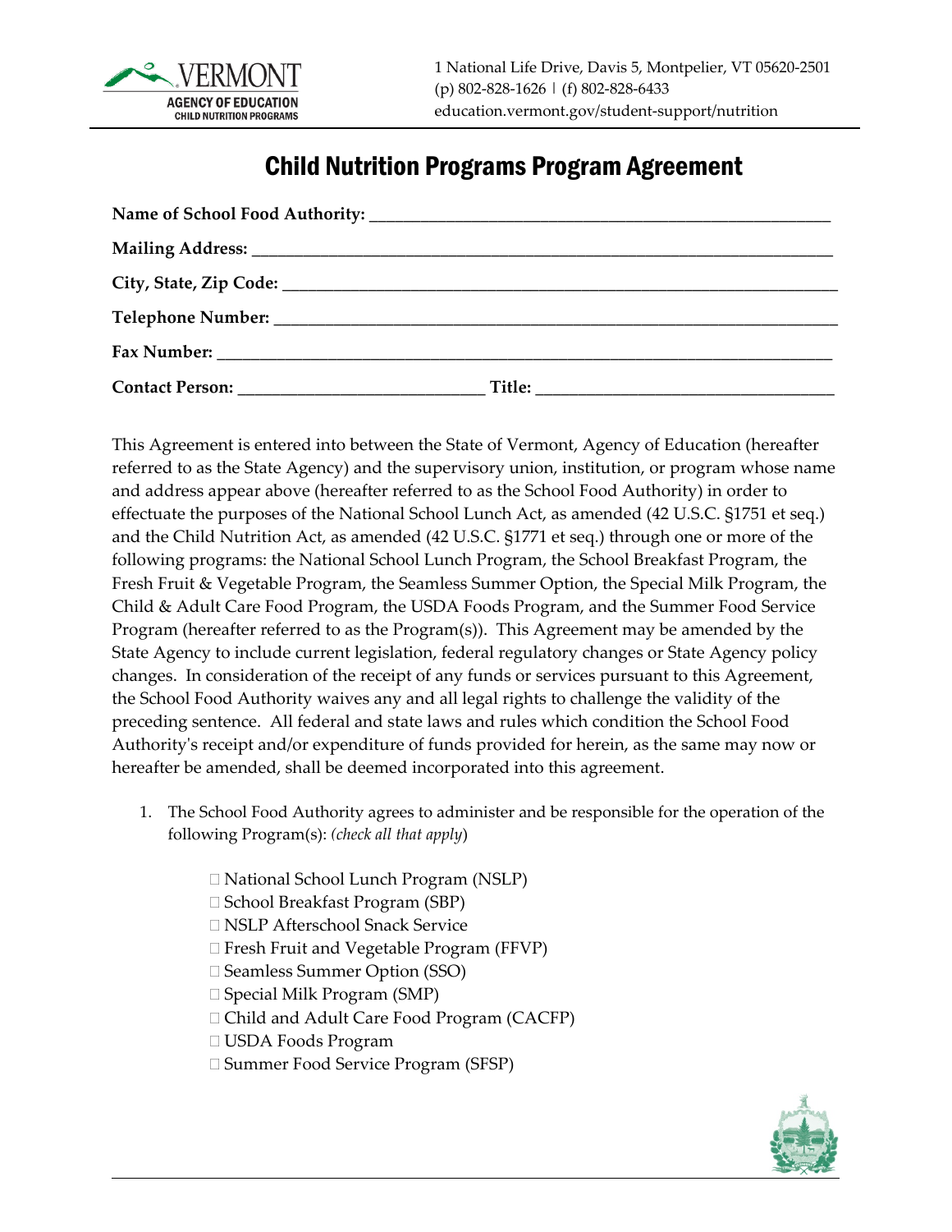VERMONT AGENCY OF EDUCATION CHILD NUTRITION PROGRAMS

1 National Life Drive, Davis 5, Montpelier, VT 05620-2501
(p) 802-828-1626 | (f) 802-828-6433
education.vermont.gov/student-support/nutrition

# Child Nutrition Programs Program Agreement

**Name of School Food Authority:** ____________________________________________

**Mailing Address:** ____________________________________________

**City, State, Zip Code:** ____________________________________________

**Telephone Number:** ____________________________________________

**Fax Number:** ____________________________________________

**Contact Person:** ______________________ **Title:** ______________________

This Agreement is entered into between the State of Vermont, Agency of Education (hereafter referred to as the State Agency) and the supervisory union, institution, or program whose name and address appear above (hereafter referred to as the School Food Authority) in order to effectuate the purposes of the National School Lunch Act, as amended (42 U.S.C. §1751 et seq.) and the Child Nutrition Act, as amended (42 U.S.C. §1771 et seq.) through one or more of the following programs: the National School Lunch Program, the School Breakfast Program, the Fresh Fruit & Vegetable Program, the Seamless Summer Option, the Special Milk Program, the Child & Adult Care Food Program, the USDA Foods Program, and the Summer Food Service Program (hereafter referred to as the Program(s)). This Agreement may be amended by the State Agency to include current legislation, federal regulatory changes or State Agency policy changes. In consideration of the receipt of any funds or services pursuant to this Agreement, the School Food Authority waives any and all legal rights to challenge the validity of the preceding sentence. All federal and state laws and rules which condition the School Food Authority's receipt and/or expenditure of funds provided for herein, as the same may now or hereafter be amended, shall be deemed incorporated into this agreement.

1. The School Food Authority agrees to administer and be responsible for the operation of the following Program(s): *(check all that apply)*

   - ☐ National School Lunch Program (NSLP)
   - ☐ School Breakfast Program (SBP)
   - ☐ NSLP Afterschool Snack Service
   - ☐ Fresh Fruit and Vegetable Program (FFVP)
   - ☐ Seamless Summer Option (SSO)
   - ☐ Special Milk Program (SMP)
   - ☐ Child and Adult Care Food Program (CACFP)
   - ☐ USDA Foods Program
   - ☐ Summer Food Service Program (SFSP)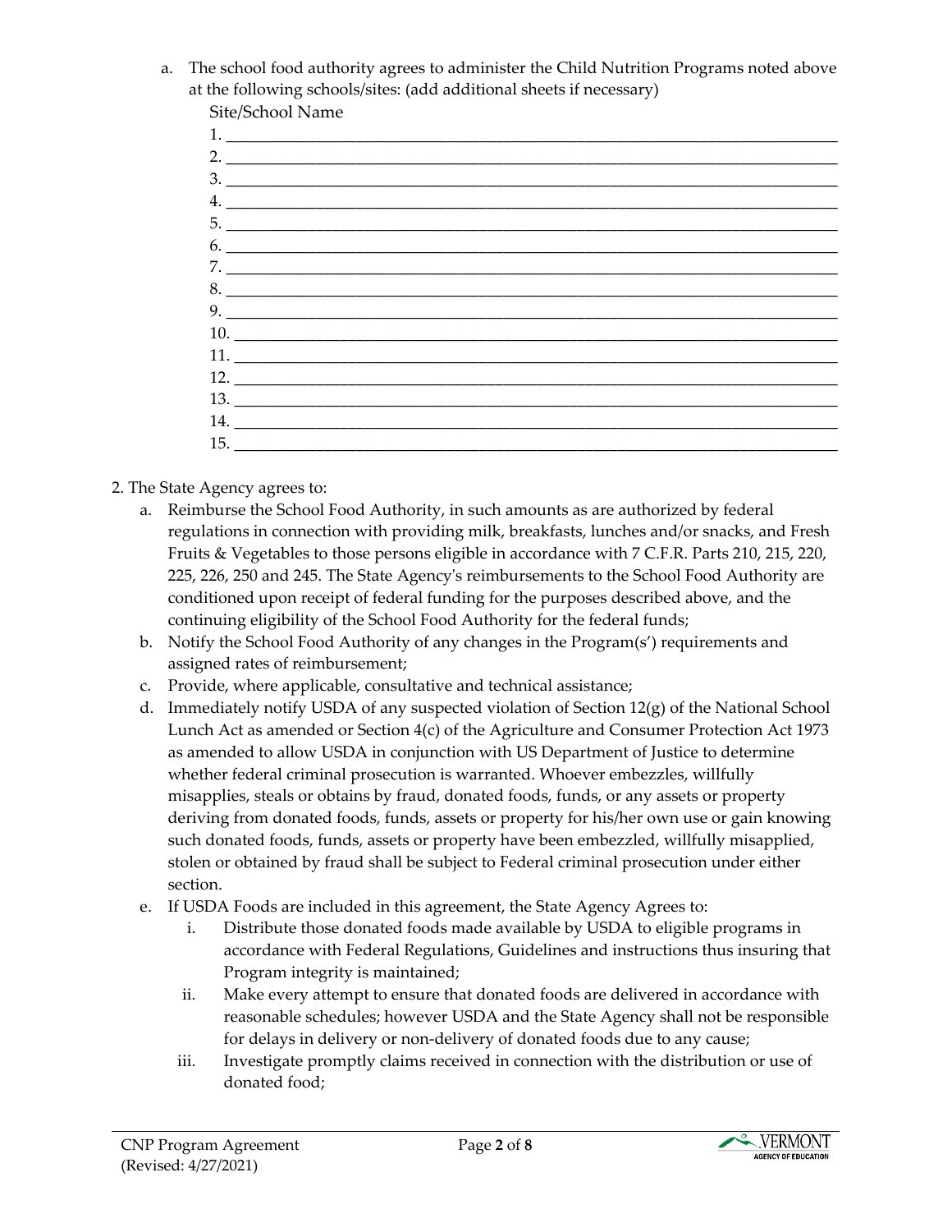a. The school food authority agrees to administer the Child Nutrition Programs noted above at the following schools/sites: (add additional sheets if necessary)

Site/School Name

1. ______________________________________________
2. ______________________________________________
3. ______________________________________________
4. ______________________________________________
5. ______________________________________________
6. ______________________________________________
7. ______________________________________________
8. ______________________________________________
9. ______________________________________________
10. ______________________________________________
11. ______________________________________________
12. ______________________________________________
13. ______________________________________________
14. ______________________________________________
15. ______________________________________________

2. The State Agency agrees to:

a. Reimburse the School Food Authority, in such amounts as are authorized by federal regulations in connection with providing milk, breakfasts, lunches and/or snacks, and Fresh Fruits & Vegetables to those persons eligible in accordance with 7 C.F.R. Parts 210, 215, 220, 225, 226, 250 and 245. The State Agency's reimbursements to the School Food Authority are conditioned upon receipt of federal funding for the purposes described above, and the continuing eligibility of the School Food Authority for the federal funds;

b. Notify the School Food Authority of any changes in the Program(s') requirements and assigned rates of reimbursement;

c. Provide, where applicable, consultative and technical assistance;

d. Immediately notify USDA of any suspected violation of Section 12(g) of the National School Lunch Act as amended or Section 4(c) of the Agriculture and Consumer Protection Act 1973 as amended to allow USDA in conjunction with US Department of Justice to determine whether federal criminal prosecution is warranted. Whoever embezzles, willfully misapplies, steals or obtains by fraud, donated foods, funds, or any assets or property deriving from donated foods, funds, assets or property for his/her own use or gain knowing such donated foods, funds, assets or property have been embezzled, willfully misapplied, stolen or obtained by fraud shall be subject to Federal criminal prosecution under either section.

e. If USDA Foods are included in this agreement, the State Agency Agrees to:

   i. Distribute those donated foods made available by USDA to eligible programs in accordance with Federal Regulations, Guidelines and instructions thus insuring that Program integrity is maintained;

   ii. Make every attempt to ensure that donated foods are delivered in accordance with reasonable schedules; however USDA and the State Agency shall not be responsible for delays in delivery or non-delivery of donated foods due to any cause;

   iii. Investigate promptly claims received in connection with the distribution or use of donated food;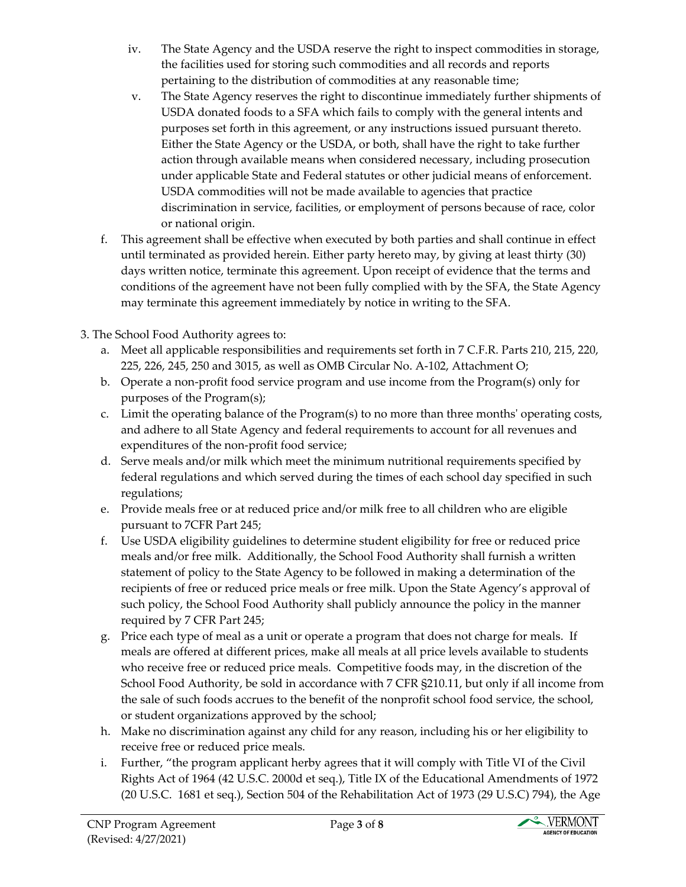iv. The State Agency and the USDA reserve the right to inspect commodities in storage, the facilities used for storing such commodities and all records and reports pertaining to the distribution of commodities at any reasonable time;

v. The State Agency reserves the right to discontinue immediately further shipments of USDA donated foods to a SFA which fails to comply with the general intents and purposes set forth in this agreement, or any instructions issued pursuant thereto. Either the State Agency or the USDA, or both, shall have the right to take further action through available means when considered necessary, including prosecution under applicable State and Federal statutes or other judicial means of enforcement. USDA commodities will not be made available to agencies that practice discrimination in service, facilities, or employment of persons because of race, color or national origin.

f. This agreement shall be effective when executed by both parties and shall continue in effect until terminated as provided herein. Either party hereto may, by giving at least thirty (30) days written notice, terminate this agreement. Upon receipt of evidence that the terms and conditions of the agreement have not been fully complied with by the SFA, the State Agency may terminate this agreement immediately by notice in writing to the SFA.

3. The School Food Authority agrees to:

a. Meet all applicable responsibilities and requirements set forth in 7 C.F.R. Parts 210, 215, 220, 225, 226, 245, 250 and 3015, as well as OMB Circular No. A-102, Attachment O;

b. Operate a non-profit food service program and use income from the Program(s) only for purposes of the Program(s);

c. Limit the operating balance of the Program(s) to no more than three months' operating costs, and adhere to all State Agency and federal requirements to account for all revenues and expenditures of the non-profit food service;

d. Serve meals and/or milk which meet the minimum nutritional requirements specified by federal regulations and which served during the times of each school day specified in such regulations;

e. Provide meals free or at reduced price and/or milk free to all children who are eligible pursuant to 7CFR Part 245;

f. Use USDA eligibility guidelines to determine student eligibility for free or reduced price meals and/or free milk. Additionally, the School Food Authority shall furnish a written statement of policy to the State Agency to be followed in making a determination of the recipients of free or reduced price meals or free milk. Upon the State Agency's approval of such policy, the School Food Authority shall publicly announce the policy in the manner required by 7 CFR Part 245;

g. Price each type of meal as a unit or operate a program that does not charge for meals. If meals are offered at different prices, make all meals at all price levels available to students who receive free or reduced price meals. Competitive foods may, in the discretion of the School Food Authority, be sold in accordance with 7 CFR §210.11, but only if all income from the sale of such foods accrues to the benefit of the nonprofit school food service, the school, or student organizations approved by the school;

h. Make no discrimination against any child for any reason, including his or her eligibility to receive free or reduced price meals.

i. Further, "the program applicant herby agrees that it will comply with Title VI of the Civil Rights Act of 1964 (42 U.S.C. 2000d et seq.), Title IX of the Educational Amendments of 1972 (20 U.S.C. 1681 et seq.), Section 504 of the Rehabilitation Act of 1973 (29 U.S.C) 794), the Age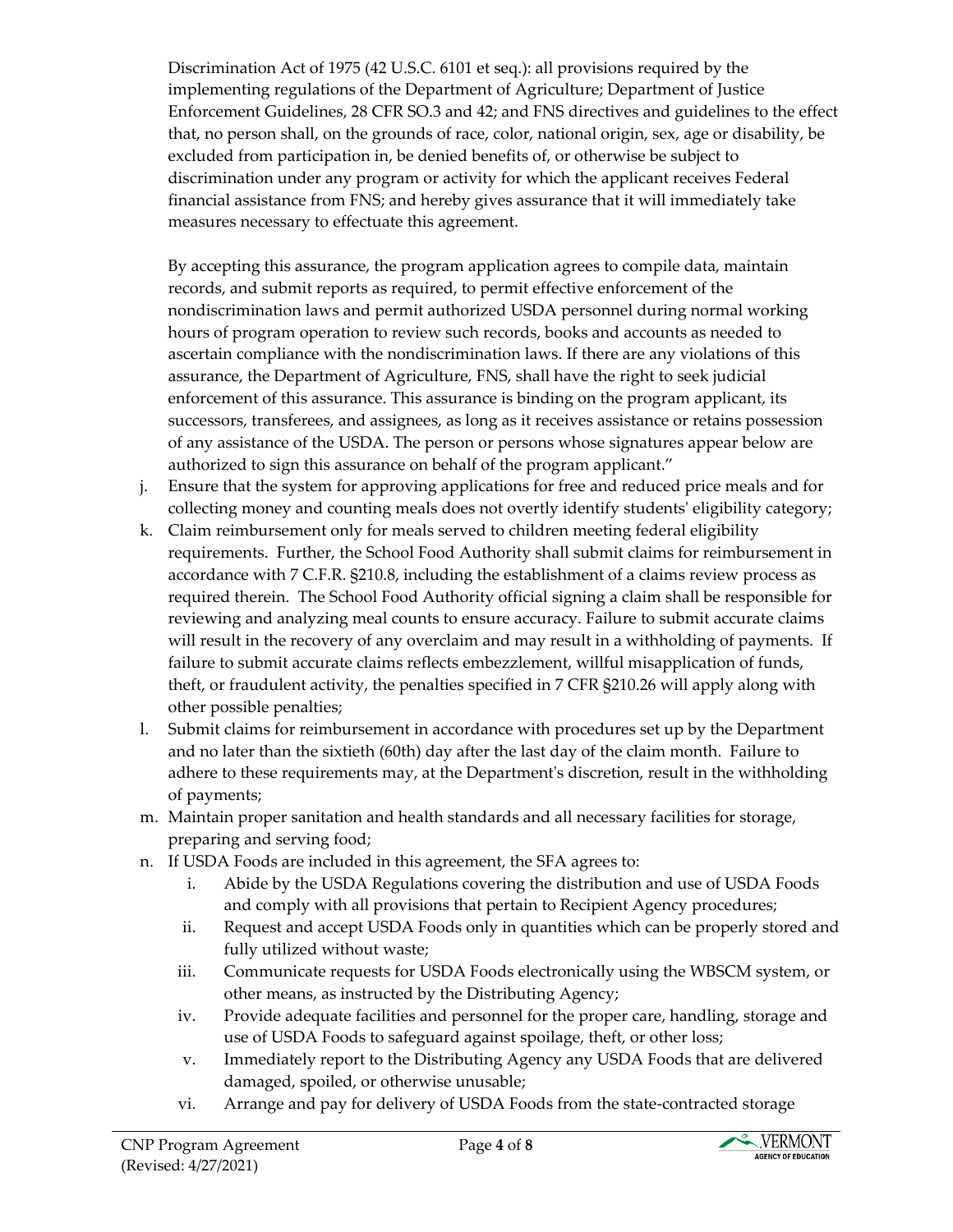Discrimination Act of 1975 (42 U.S.C. 6101 et seq.): all provisions required by the implementing regulations of the Department of Agriculture; Department of Justice Enforcement Guidelines, 28 CFR SO.3 and 42; and FNS directives and guidelines to the effect that, no person shall, on the grounds of race, color, national origin, sex, age or disability, be excluded from participation in, be denied benefits of, or otherwise be subject to discrimination under any program or activity for which the applicant receives Federal financial assistance from FNS; and hereby gives assurance that it will immediately take measures necessary to effectuate this agreement.

By accepting this assurance, the program application agrees to compile data, maintain records, and submit reports as required, to permit effective enforcement of the nondiscrimination laws and permit authorized USDA personnel during normal working hours of program operation to review such records, books and accounts as needed to ascertain compliance with the nondiscrimination laws. If there are any violations of this assurance, the Department of Agriculture, FNS, shall have the right to seek judicial enforcement of this assurance. This assurance is binding on the program applicant, its successors, transferees, and assignees, as long as it receives assistance or retains possession of any assistance of the USDA. The person or persons whose signatures appear below are authorized to sign this assurance on behalf of the program applicant."

j. Ensure that the system for approving applications for free and reduced price meals and for collecting money and counting meals does not overtly identify students' eligibility category;
k. Claim reimbursement only for meals served to children meeting federal eligibility requirements. Further, the School Food Authority shall submit claims for reimbursement in accordance with 7 C.F.R. §210.8, including the establishment of a claims review process as required therein. The School Food Authority official signing a claim shall be responsible for reviewing and analyzing meal counts to ensure accuracy. Failure to submit accurate claims will result in the recovery of any overclaim and may result in a withholding of payments. If failure to submit accurate claims reflects embezzlement, willful misapplication of funds, theft, or fraudulent activity, the penalties specified in 7 CFR §210.26 will apply along with other possible penalties;
l. Submit claims for reimbursement in accordance with procedures set up by the Department and no later than the sixtieth (60th) day after the last day of the claim month. Failure to adhere to these requirements may, at the Department's discretion, result in the withholding of payments;
m. Maintain proper sanitation and health standards and all necessary facilities for storage, preparing and serving food;
n. If USDA Foods are included in this agreement, the SFA agrees to:
   i. Abide by the USDA Regulations covering the distribution and use of USDA Foods and comply with all provisions that pertain to Recipient Agency procedures;
   ii. Request and accept USDA Foods only in quantities which can be properly stored and fully utilized without waste;
   iii. Communicate requests for USDA Foods electronically using the WBSCM system, or other means, as instructed by the Distributing Agency;
   iv. Provide adequate facilities and personnel for the proper care, handling, storage and use of USDA Foods to safeguard against spoilage, theft, or other loss;
   v. Immediately report to the Distributing Agency any USDA Foods that are delivered damaged, spoiled, or otherwise unusable;
   vi. Arrange and pay for delivery of USDA Foods from the state-contracted storage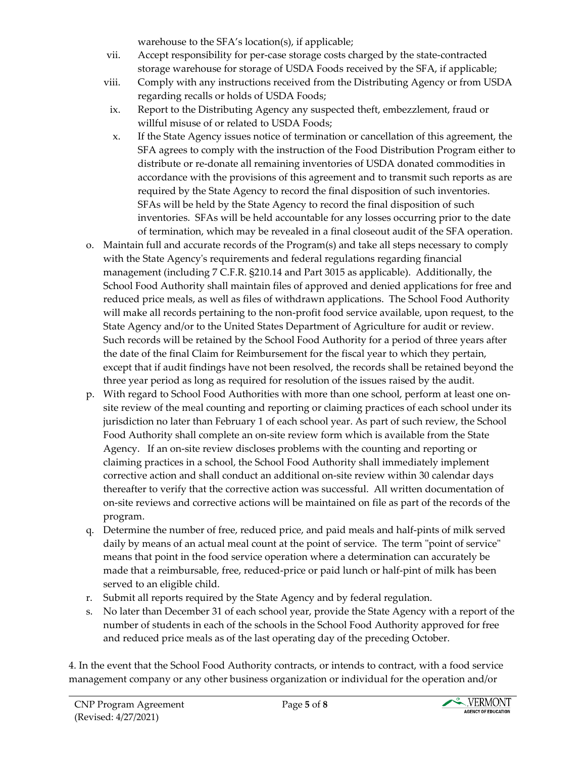warehouse to the SFA's location(s), if applicable;

vii. Accept responsibility for per-case storage costs charged by the state-contracted storage warehouse for storage of USDA Foods received by the SFA, if applicable;

viii. Comply with any instructions received from the Distributing Agency or from USDA regarding recalls or holds of USDA Foods;

ix. Report to the Distributing Agency any suspected theft, embezzlement, fraud or willful misuse of or related to USDA Foods;

x. If the State Agency issues notice of termination or cancellation of this agreement, the SFA agrees to comply with the instruction of the Food Distribution Program either to distribute or re-donate all remaining inventories of USDA donated commodities in accordance with the provisions of this agreement and to transmit such reports as are required by the State Agency to record the final disposition of such inventories. SFAs will be held by the State Agency to record the final disposition of such inventories. SFAs will be held accountable for any losses occurring prior to the date of termination, which may be revealed in a final closeout audit of the SFA operation.

o. Maintain full and accurate records of the Program(s) and take all steps necessary to comply with the State Agency's requirements and federal regulations regarding financial management (including 7 C.F.R. §210.14 and Part 3015 as applicable). Additionally, the School Food Authority shall maintain files of approved and denied applications for free and reduced price meals, as well as files of withdrawn applications. The School Food Authority will make all records pertaining to the non-profit food service available, upon request, to the State Agency and/or to the United States Department of Agriculture for audit or review. Such records will be retained by the School Food Authority for a period of three years after the date of the final Claim for Reimbursement for the fiscal year to which they pertain, except that if audit findings have not been resolved, the records shall be retained beyond the three year period as long as required for resolution of the issues raised by the audit.

p. With regard to School Food Authorities with more than one school, perform at least one on-site review of the meal counting and reporting or claiming practices of each school under its jurisdiction no later than February 1 of each school year. As part of such review, the School Food Authority shall complete an on-site review form which is available from the State Agency. If an on-site review discloses problems with the counting and reporting or claiming practices in a school, the School Food Authority shall immediately implement corrective action and shall conduct an additional on-site review within 30 calendar days thereafter to verify that the corrective action was successful. All written documentation of on-site reviews and corrective actions will be maintained on file as part of the records of the program.

q. Determine the number of free, reduced price, and paid meals and half-pints of milk served daily by means of an actual meal count at the point of service. The term "point of service" means that point in the food service operation where a determination can accurately be made that a reimbursable, free, reduced-price or paid lunch or half-pint of milk has been served to an eligible child.

r. Submit all reports required by the State Agency and by federal regulation.

s. No later than December 31 of each school year, provide the State Agency with a report of the number of students in each of the schools in the School Food Authority approved for free and reduced price meals as of the last operating day of the preceding October.

4. In the event that the School Food Authority contracts, or intends to contract, with a food service management company or any other business organization or individual for the operation and/or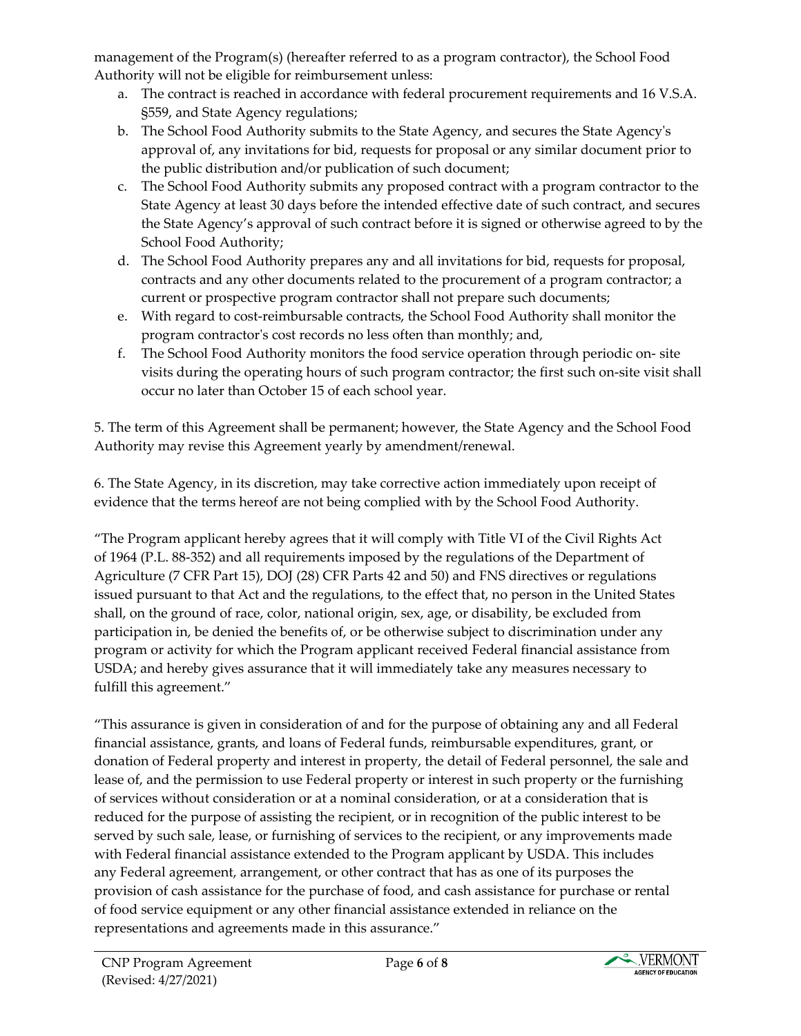management of the Program(s) (hereafter referred to as a program contractor), the School Food Authority will not be eligible for reimbursement unless:

a. The contract is reached in accordance with federal procurement requirements and 16 V.S.A. §559, and State Agency regulations;
b. The School Food Authority submits to the State Agency, and secures the State Agency's approval of, any invitations for bid, requests for proposal or any similar document prior to the public distribution and/or publication of such document;
c. The School Food Authority submits any proposed contract with a program contractor to the State Agency at least 30 days before the intended effective date of such contract, and secures the State Agency's approval of such contract before it is signed or otherwise agreed to by the School Food Authority;
d. The School Food Authority prepares any and all invitations for bid, requests for proposal, contracts and any other documents related to the procurement of a program contractor; a current or prospective program contractor shall not prepare such documents;
e. With regard to cost-reimbursable contracts, the School Food Authority shall monitor the program contractor's cost records no less often than monthly; and,
f. The School Food Authority monitors the food service operation through periodic on- site visits during the operating hours of such program contractor; the first such on-site visit shall occur no later than October 15 of each school year.

5. The term of this Agreement shall be permanent; however, the State Agency and the School Food Authority may revise this Agreement yearly by amendment/renewal.

6. The State Agency, in its discretion, may take corrective action immediately upon receipt of evidence that the terms hereof are not being complied with by the School Food Authority.

"The Program applicant hereby agrees that it will comply with Title VI of the Civil Rights Act of 1964 (P.L. 88-352) and all requirements imposed by the regulations of the Department of Agriculture (7 CFR Part 15), DOJ (28) CFR Parts 42 and 50) and FNS directives or regulations issued pursuant to that Act and the regulations, to the effect that, no person in the United States shall, on the ground of race, color, national origin, sex, age, or disability, be excluded from participation in, be denied the benefits of, or be otherwise subject to discrimination under any program or activity for which the Program applicant received Federal financial assistance from USDA; and hereby gives assurance that it will immediately take any measures necessary to fulfill this agreement."

"This assurance is given in consideration of and for the purpose of obtaining any and all Federal financial assistance, grants, and loans of Federal funds, reimbursable expenditures, grant, or donation of Federal property and interest in property, the detail of Federal personnel, the sale and lease of, and the permission to use Federal property or interest in such property or the furnishing of services without consideration or at a nominal consideration, or at a consideration that is reduced for the purpose of assisting the recipient, or in recognition of the public interest to be served by such sale, lease, or furnishing of services to the recipient, or any improvements made with Federal financial assistance extended to the Program applicant by USDA. This includes any Federal agreement, arrangement, or other contract that has as one of its purposes the provision of cash assistance for the purchase of food, and cash assistance for purchase or rental of food service equipment or any other financial assistance extended in reliance on the representations and agreements made in this assurance."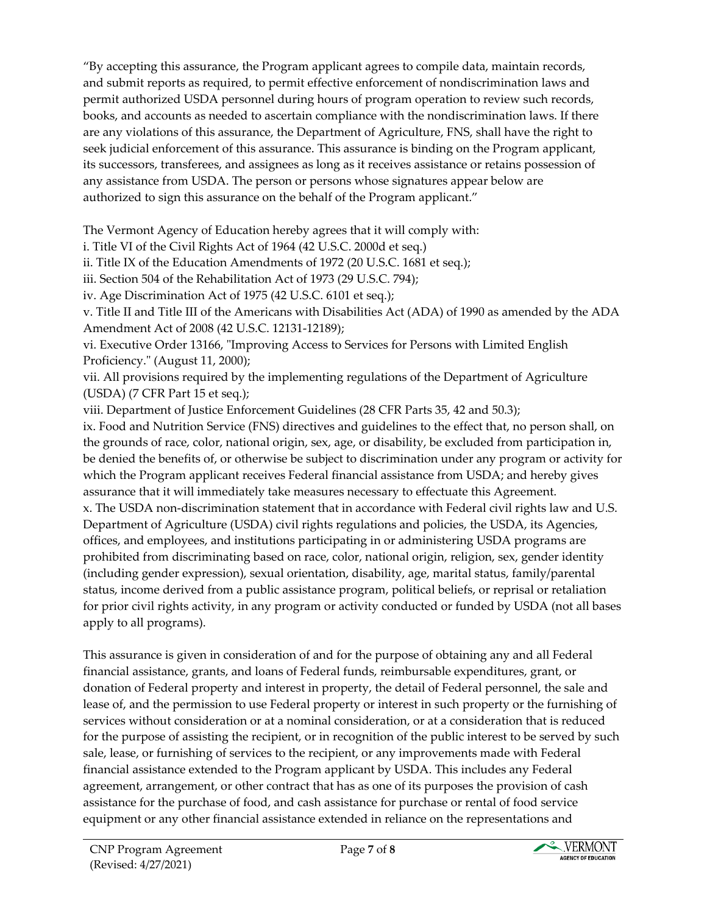"By accepting this assurance, the Program applicant agrees to compile data, maintain records, and submit reports as required, to permit effective enforcement of nondiscrimination laws and permit authorized USDA personnel during hours of program operation to review such records, books, and accounts as needed to ascertain compliance with the nondiscrimination laws. If there are any violations of this assurance, the Department of Agriculture, FNS, shall have the right to seek judicial enforcement of this assurance. This assurance is binding on the Program applicant, its successors, transferees, and assignees as long as it receives assistance or retains possession of any assistance from USDA. The person or persons whose signatures appear below are authorized to sign this assurance on the behalf of the Program applicant."

The Vermont Agency of Education hereby agrees that it will comply with:

i. Title VI of the Civil Rights Act of 1964 (42 U.S.C. 2000d et seq.)

ii. Title IX of the Education Amendments of 1972 (20 U.S.C. 1681 et seq.);

iii. Section 504 of the Rehabilitation Act of 1973 (29 U.S.C. 794);

iv. Age Discrimination Act of 1975 (42 U.S.C. 6101 et seq.);

v. Title II and Title III of the Americans with Disabilities Act (ADA) of 1990 as amended by the ADA Amendment Act of 2008 (42 U.S.C. 12131-12189);

vi. Executive Order 13166, "Improving Access to Services for Persons with Limited English Proficiency." (August 11, 2000);

vii. All provisions required by the implementing regulations of the Department of Agriculture (USDA) (7 CFR Part 15 et seq.);

viii. Department of Justice Enforcement Guidelines (28 CFR Parts 35, 42 and 50.3);

ix. Food and Nutrition Service (FNS) directives and guidelines to the effect that, no person shall, on the grounds of race, color, national origin, sex, age, or disability, be excluded from participation in, be denied the benefits of, or otherwise be subject to discrimination under any program or activity for which the Program applicant receives Federal financial assistance from USDA; and hereby gives assurance that it will immediately take measures necessary to effectuate this Agreement.

x. The USDA non-discrimination statement that in accordance with Federal civil rights law and U.S. Department of Agriculture (USDA) civil rights regulations and policies, the USDA, its Agencies, offices, and employees, and institutions participating in or administering USDA programs are prohibited from discriminating based on race, color, national origin, religion, sex, gender identity (including gender expression), sexual orientation, disability, age, marital status, family/parental status, income derived from a public assistance program, political beliefs, or reprisal or retaliation for prior civil rights activity, in any program or activity conducted or funded by USDA (not all bases apply to all programs).

This assurance is given in consideration of and for the purpose of obtaining any and all Federal financial assistance, grants, and loans of Federal funds, reimbursable expenditures, grant, or donation of Federal property and interest in property, the detail of Federal personnel, the sale and lease of, and the permission to use Federal property or interest in such property or the furnishing of services without consideration or at a nominal consideration, or at a consideration that is reduced for the purpose of assisting the recipient, or in recognition of the public interest to be served by such sale, lease, or furnishing of services to the recipient, or any improvements made with Federal financial assistance extended to the Program applicant by USDA. This includes any Federal agreement, arrangement, or other contract that has as one of its purposes the provision of cash assistance for the purchase of food, and cash assistance for purchase or rental of food service equipment or any other financial assistance extended in reliance on the representations and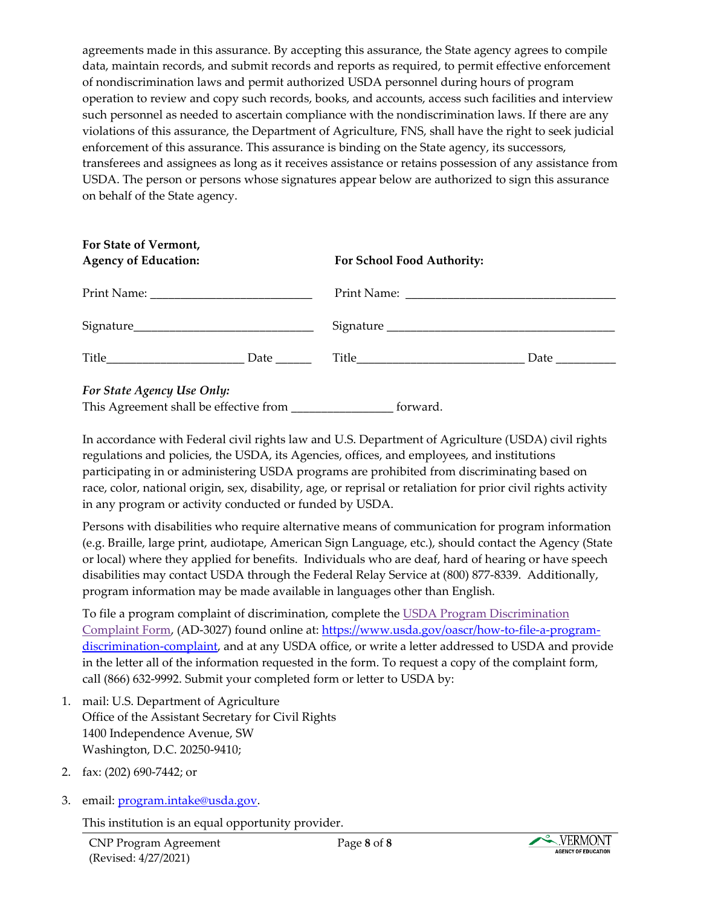agreements made in this assurance. By accepting this assurance, the State agency agrees to compile data, maintain records, and submit records and reports as required, to permit effective enforcement of nondiscrimination laws and permit authorized USDA personnel during hours of program operation to review and copy such records, books, and accounts, access such facilities and interview such personnel as needed to ascertain compliance with the nondiscrimination laws. If there are any violations of this assurance, the Department of Agriculture, FNS, shall have the right to seek judicial enforcement of this assurance. This assurance is binding on the State agency, its successors, transferees and assignees as long as it receives assistance or retains possession of any assistance from USDA. The person or persons whose signatures appear below are authorized to sign this assurance on behalf of the State agency.

| **For State of Vermont, Agency of Education:** | **For School Food Authority:** |
|---|---|
| Print Name: ___________________________ | Print Name: ___________________________________ |
| Signature______________________________ | Signature ______________________________________ |
| Title_______________________ Date ______ | Title____________________________ Date __________ |

*For State Agency Use Only:*
This Agreement shall be effective from _________________ forward.

In accordance with Federal civil rights law and U.S. Department of Agriculture (USDA) civil rights regulations and policies, the USDA, its Agencies, offices, and employees, and institutions participating in or administering USDA programs are prohibited from discriminating based on race, color, national origin, sex, disability, age, or reprisal or retaliation for prior civil rights activity in any program or activity conducted or funded by USDA.

Persons with disabilities who require alternative means of communication for program information (e.g. Braille, large print, audiotape, American Sign Language, etc.), should contact the Agency (State or local) where they applied for benefits. Individuals who are deaf, hard of hearing or have speech disabilities may contact USDA through the Federal Relay Service at (800) 877-8339. Additionally, program information may be made available in languages other than English.

To file a program complaint of discrimination, complete the USDA Program Discrimination Complaint Form, (AD-3027) found online at: https://www.usda.gov/oascr/how-to-file-a-program-discrimination-complaint, and at any USDA office, or write a letter addressed to USDA and provide in the letter all of the information requested in the form. To request a copy of the complaint form, call (866) 632-9992. Submit your completed form or letter to USDA by:

1. mail: U.S. Department of Agriculture
   Office of the Assistant Secretary for Civil Rights
   1400 Independence Avenue, SW
   Washington, D.C. 20250-9410;
2. fax: (202) 690-7442; or
3. email: program.intake@usda.gov.

This institution is an equal opportunity provider.